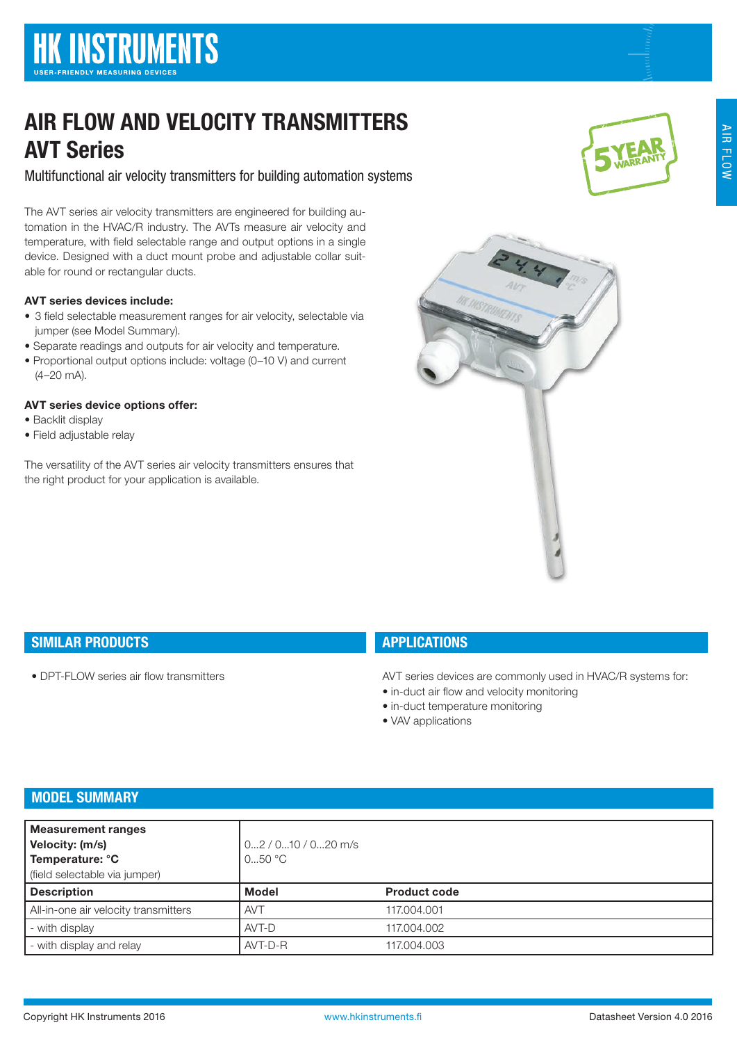# HK INSTRUMENTS

USER-FRIENDLY MEASURING DEVICES

# AIR FLOW AND VELOCITY TRANSMITTERS
# AVT Series

Multifunctional air velocity transmitters for building automation systems

The AVT series air velocity transmitters are engineered for building automation in the HVAC/R industry. The AVTs measure air velocity and temperature, with field selectable range and output options in a single device. Designed with a duct mount probe and adjustable collar suitable for round or rectangular ducts.

**AVT series devices include:**

- 3 field selectable measurement ranges for air velocity, selectable via jumper (see Model Summary).
- Separate readings and outputs for air velocity and temperature.
- Proportional output options include: voltage (0–10 V) and current (4–20 mA).

**AVT series device options offer:**

- Backlit display
- Field adjustable relay

The versatility of the AVT series air velocity transmitters ensures that the right product for your application is available.

## SIMILAR PRODUCTS

- DPT-FLOW series air flow transmitters

## APPLICATIONS

AVT series devices are commonly used in HVAC/R systems for:

- in-duct air flow and velocity monitoring
- in-duct temperature monitoring
- VAV applications

## MODEL SUMMARY

| | | |
|---|---|---|
| **Measurement ranges**<br>**Velocity: (m/s)**<br>**Temperature: °C**<br>(field selectable via jumper) | 0...2 / 0...10 / 0...20 m/s<br>0...50 °C | |
| **Description** | **Model** | **Product code** |
| All-in-one air velocity transmitters | AVT | 117.004.001 |
| - with display | AVT-D | 117.004.002 |
| - with display and relay | AVT-D-R | 117.004.003 |

Copyright HK Instruments 2016 www.hkinstruments.fi Datasheet Version 4.0 2016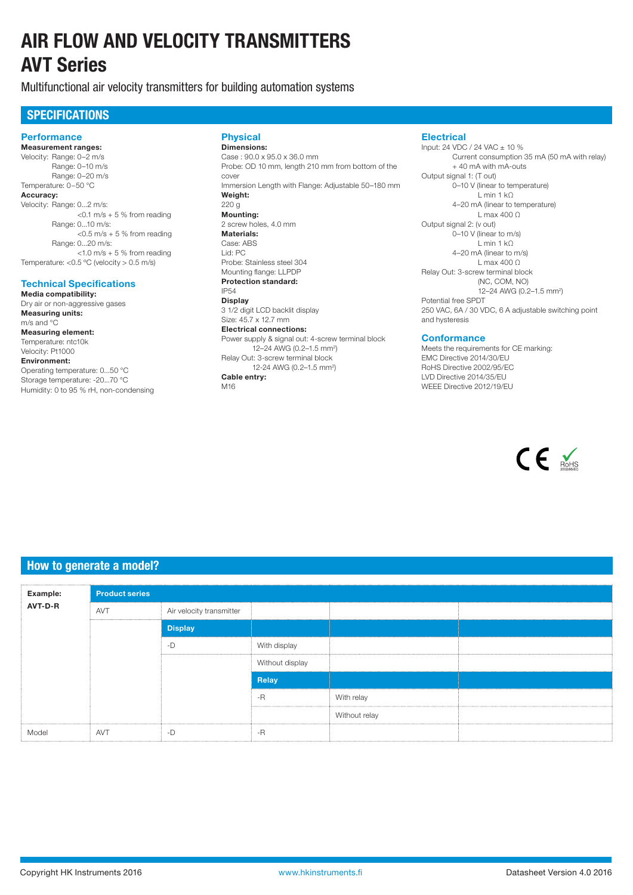# AIR FLOW AND VELOCITY TRANSMITTERS
# AVT Series

Multifunctional air velocity transmitters for building automation systems

## SPECIFICATIONS

### Performance

**Measurement ranges:**
Velocity: Range: 0–2 m/s
Range: 0–10 m/s
Range: 0–20 m/s
Temperature: 0–50 °C

**Accuracy:**
Velocity: Range: 0...2 m/s:
<0.1 m/s + 5 % from reading
Range: 0...10 m/s:
<0.5 m/s + 5 % from reading
Range: 0...20 m/s:
<1.0 m/s + 5 % from reading
Temperature: <0.5 °C (velocity > 0.5 m/s)

### Technical Specifications

**Media compatibility:**
Dry air or non-aggressive gases

**Measuring units:**
m/s and °C

**Measuring element:**
Temperature: ntc10k
Velocity: Pt1000

**Environment:**
Operating temperature: 0...50 °C
Storage temperature: -20...70 °C
Humidity: 0 to 95 % rH, non-condensing

### Physical

**Dimensions:**
Case : 90.0 x 95.0 x 36.0 mm
Probe: OD 10 mm, length 210 mm from bottom of the cover
Immersion Length with Flange: Adjustable 50–180 mm

**Weight:**
220 g

**Mounting:**
2 screw holes, 4.0 mm

**Materials:**
Case: ABS
Lid: PC
Probe: Stainless steel 304
Mounting flange: LLPDP

**Protection standard:**
IP54

**Display**
3 1/2 digit LCD backlit display
Size: 45.7 x 12.7 mm

**Electrical connections:**
Power supply & signal out: 4-screw terminal block
12–24 AWG (0.2–1.5 mm²)
Relay Out: 3-screw terminal block
12-24 AWG (0.2–1.5 mm²)

**Cable entry:**
M16

### Electrical

Input: 24 VDC / 24 VAC ± 10 %
Current consumption 35 mA (50 mA with relay) + 40 mA with mA-outs
Output signal 1: (T out)
0–10 V (linear to temperature)
L min 1 kΩ
4–20 mA (linear to temperature)
L max 400 Ω
Output signal 2: (v out)
0–10 V (linear to m/s)
L min 1 kΩ
4–20 mA (linear to m/s)
L max 400 Ω
Relay Out: 3-screw terminal block
(NC, COM, NO)
12–24 AWG (0.2–1.5 mm²)
Potential free SPDT
250 VAC, 6A / 30 VDC, 6 A adjustable switching point and hysteresis

### Conformance

Meets the requirements for CE marking:
EMC Directive 2014/30/EU
RoHS Directive 2002/95/EC
LVD Directive 2014/35/EU
WEEE Directive 2012/19/EU

## How to generate a model?

| Example: AVT-D-R | Product series | | | | |
|---|---|---|---|---|---|
| | AVT | Air velocity transmitter | | | |
| | | **Display** | | | |
| | | -D | With display | | |
| | | | Without display | | |
| | | | **Relay** | | |
| | | | -R | With relay | |
| | | | | Without relay | |
| Model | AVT | -D | -R | | |

Copyright HK Instruments 2016 | www.hkinstruments.fi | Datasheet Version 4.0 2016